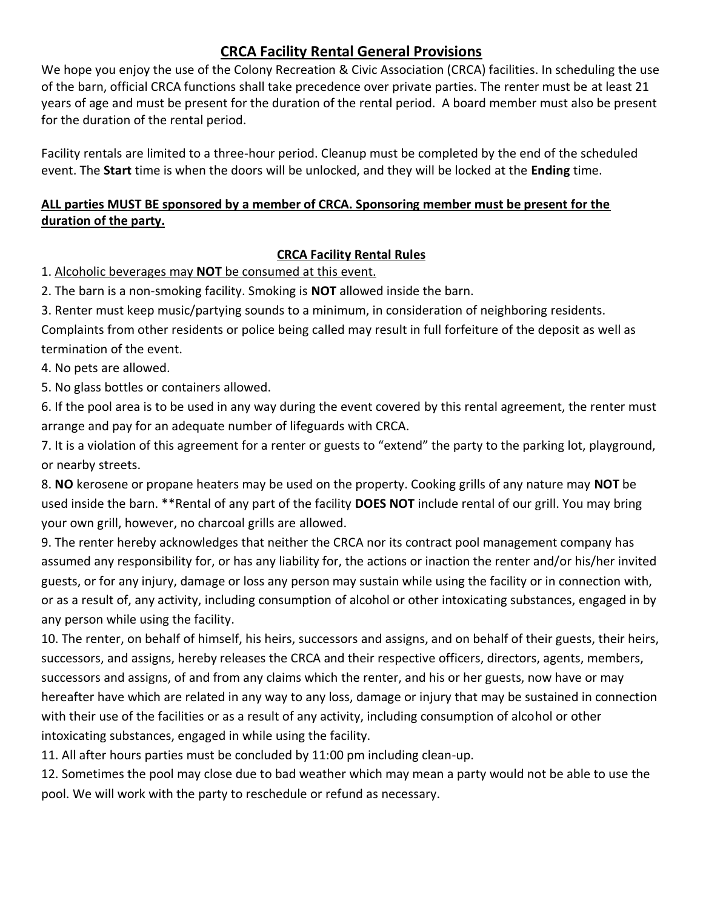# <u>CRCA Facility Rental General Provisions</u>

We hope you enjoy the use of the Colony Recreation & Civic Association (CRCA) facilities. In scheduling the use of the barn, official CRCA functions shall take precedence over private parties. The renter must be at least 21 years of age and must be present for the duration of the rental period. A board member must also be present for the duration of the rental period.

Facility rentals are limited to a three-hour period. Cleanup must be completed by the end of the scheduled event. The **Start** time is when the doors will be unlocked, and they will be locked at the **Ending** time.

**<u>ALL parties MUST BE sponsored by a member of CRCA. Sponsoring member must be present for the duration of the party.</u>**

## <u>CRCA Facility Rental Rules</u>

1. <u>Alcoholic beverages may **NOT** be consumed at this event.</u>
2. The barn is a non-smoking facility. Smoking is **NOT** allowed inside the barn.
3. Renter must keep music/partying sounds to a minimum, in consideration of neighboring residents. Complaints from other residents or police being called may result in full forfeiture of the deposit as well as termination of the event.
4. No pets are allowed.
5. No glass bottles or containers allowed.
6. If the pool area is to be used in any way during the event covered by this rental agreement, the renter must arrange and pay for an adequate number of lifeguards with CRCA.
7. It is a violation of this agreement for a renter or guests to "extend" the party to the parking lot, playground, or nearby streets.
8. **NO** kerosene or propane heaters may be used on the property. Cooking grills of any nature may **NOT** be used inside the barn. **Rental of any part of the facility **DOES NOT** include rental of our grill. You may bring your own grill, however, no charcoal grills are allowed.
9. The renter hereby acknowledges that neither the CRCA nor its contract pool management company has assumed any responsibility for, or has any liability for, the actions or inaction the renter and/or his/her invited guests, or for any injury, damage or loss any person may sustain while using the facility or in connection with, or as a result of, any activity, including consumption of alcohol or other intoxicating substances, engaged in by any person while using the facility.
10. The renter, on behalf of himself, his heirs, successors and assigns, and on behalf of their guests, their heirs, successors, and assigns, hereby releases the CRCA and their respective officers, directors, agents, members, successors and assigns, of and from any claims which the renter, and his or her guests, now have or may hereafter have which are related in any way to any loss, damage or injury that may be sustained in connection with their use of the facilities or as a result of any activity, including consumption of alcohol or other intoxicating substances, engaged in while using the facility.
11. All after hours parties must be concluded by 11:00 pm including clean-up.
12. Sometimes the pool may close due to bad weather which may mean a party would not be able to use the pool. We will work with the party to reschedule or refund as necessary.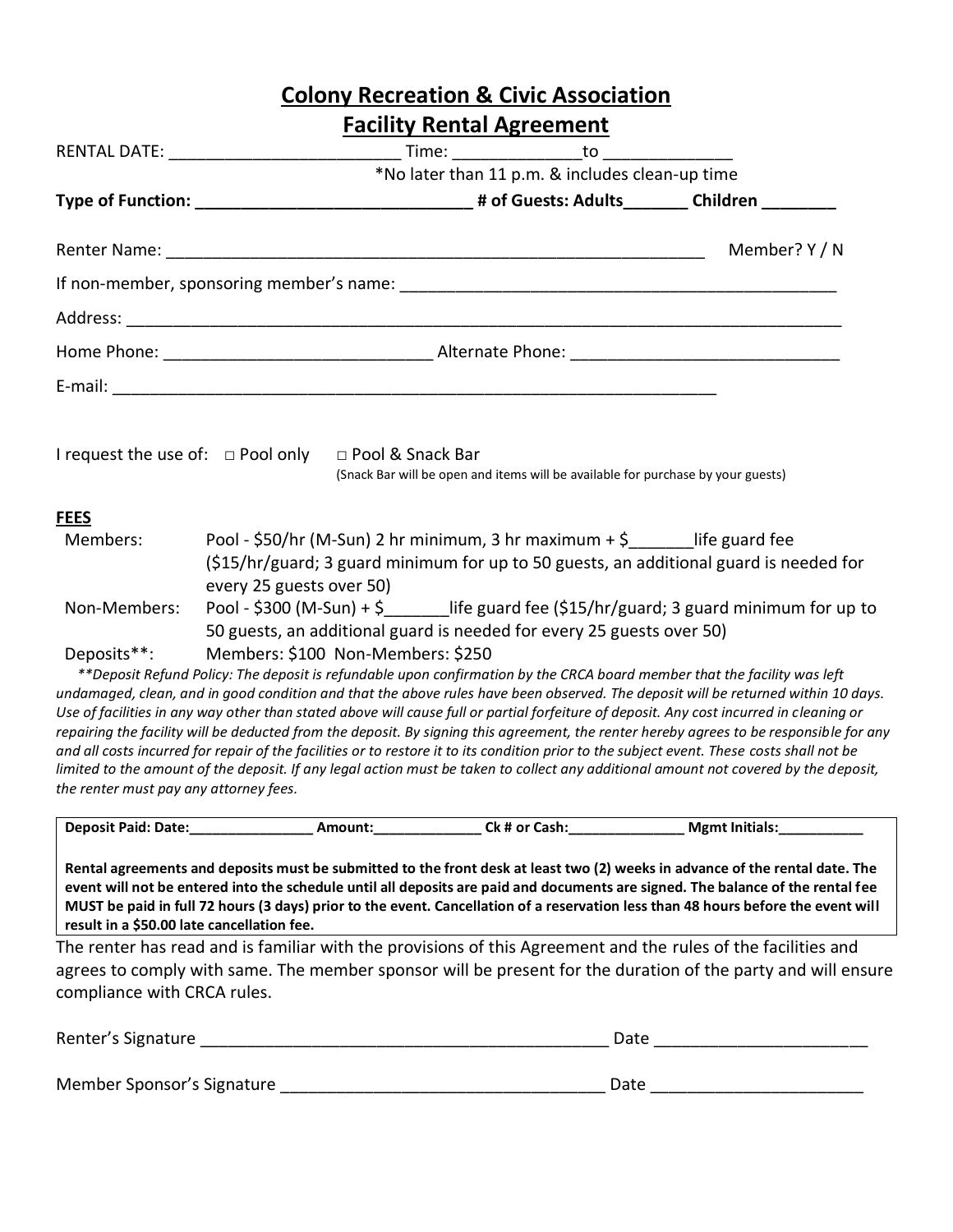# Colony Recreation & Civic Association
## Facility Rental Agreement

RENTAL DATE: ________________________ Time: _____________to _____________

*No later than 11 p.m. & includes clean-up time

**Type of Function: ______________________________ # of Guests: Adults_______ Children ________**

Renter Name: ___________________________________________________________ Member? Y / N

If non-member, sponsoring member's name: _______________________________________________

Address: _____________________________________________________________________________

Home Phone: ____________________________ Alternate Phone: ____________________________

E-mail: __________________________________________________________________

I request the use of: □ Pool only □ Pool & Snack Bar
(Snack Bar will be open and items will be available for purchase by your guests)

**FEES**

| | |
|---|---|
| Members: | Pool - $50/hr (M-Sun) 2 hr minimum, 3 hr maximum + $_______life guard fee ($15/hr/guard; 3 guard minimum for up to 50 guests, an additional guard is needed for every 25 guests over 50) |
| Non-Members: | Pool - $300 (M-Sun) + $_______life guard fee ($15/hr/guard; 3 guard minimum for up to 50 guests, an additional guard is needed for every 25 guests over 50) |
| Deposits**: | Members: $100 Non-Members: $250 |

*\*\*Deposit Refund Policy: The deposit is refundable upon confirmation by the CRCA board member that the facility was left undamaged, clean, and in good condition and that the above rules have been observed. The deposit will be returned within 10 days. Use of facilities in any way other than stated above will cause full or partial forfeiture of deposit. Any cost incurred in cleaning or repairing the facility will be deducted from the deposit. By signing this agreement, the renter hereby agrees to be responsible for any and all costs incurred for repair of the facilities or to restore it to its condition prior to the subject event. These costs shall not be limited to the amount of the deposit. If any legal action must be taken to collect any additional amount not covered by the deposit, the renter must pay any attorney fees.*

**Deposit Paid: Date:_______________ Amount:_____________ Ck # or Cash:______________ Mgmt Initials:__________**

**Rental agreements and deposits must be submitted to the front desk at least two (2) weeks in advance of the rental date. The event will not be entered into the schedule until all deposits are paid and documents are signed. The balance of the rental fee MUST be paid in full 72 hours (3 days) prior to the event. Cancellation of a reservation less than 48 hours before the event will result in a $50.00 late cancellation fee.**

The renter has read and is familiar with the provisions of this Agreement and the rules of the facilities and agrees to comply with same. The member sponsor will be present for the duration of the party and will ensure compliance with CRCA rules.

Renter's Signature ____________________________________________ Date ______________________

Member Sponsor's Signature ___________________________________ Date ______________________